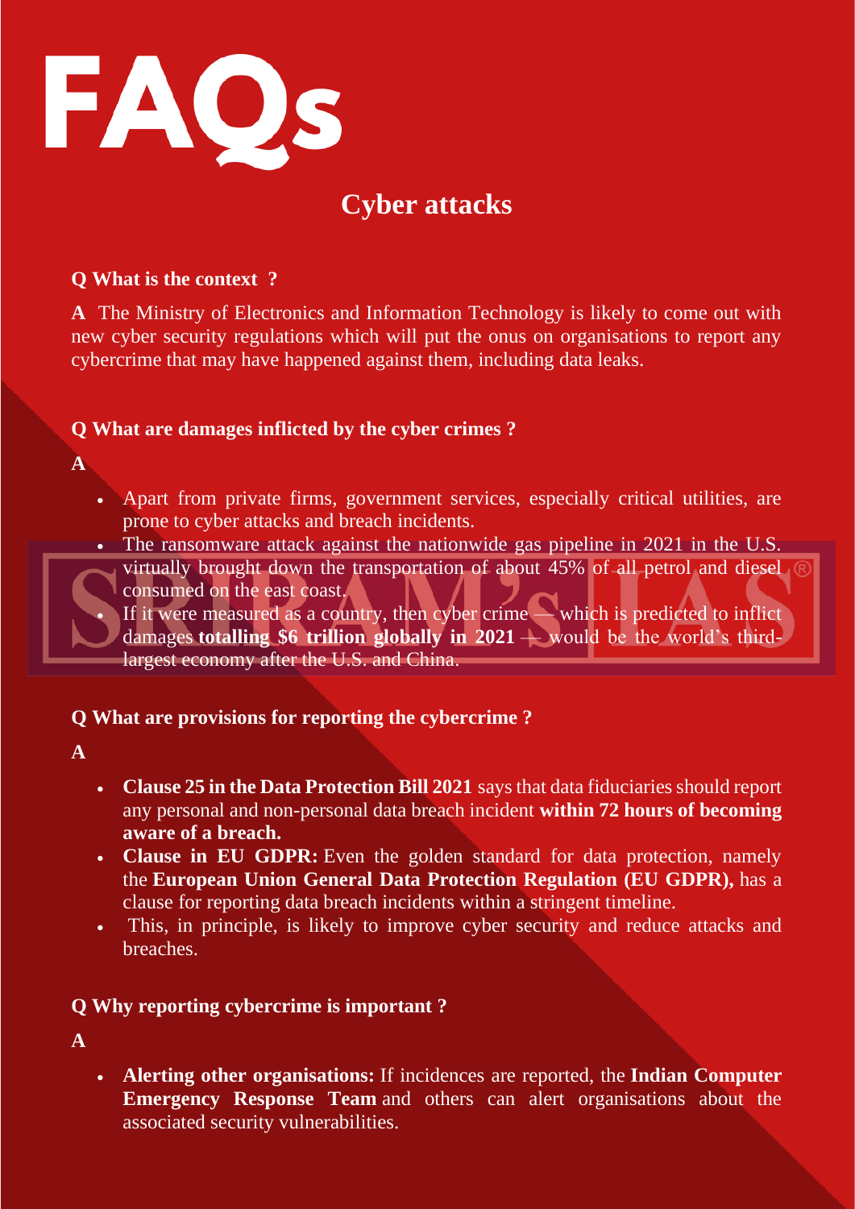# FAQs

## Cyber attacks

**Q What is the context ?**

**A** The Ministry of Electronics and Information Technology is likely to come out with new cyber security regulations which will put the onus on organisations to report any cybercrime that may have happened against them, including data leaks.

**Q What are damages inflicted by the cyber crimes ?**

**A**

- Apart from private firms, government services, especially critical utilities, are prone to cyber attacks and breach incidents.
- The ransomware attack against the nationwide gas pipeline in 2021 in the U.S. virtually brought down the transportation of about 45% of all petrol and diesel consumed on the east coast.
- If it were measured as a country, then cyber crime — which is predicted to inflict damages **totalling $6 trillion globally in 2021** — would be the world's third-largest economy after the U.S. and China.

**Q What are provisions for reporting the cybercrime ?**

**A**

- **Clause 25 in the Data Protection Bill 2021** says that data fiduciaries should report any personal and non-personal data breach incident **within 72 hours of becoming aware of a breach.**
- **Clause in EU GDPR:** Even the golden standard for data protection, namely the **European Union General Data Protection Regulation (EU GDPR),** has a clause for reporting data breach incidents within a stringent timeline.
- This, in principle, is likely to improve cyber security and reduce attacks and breaches.

**Q Why reporting cybercrime is important ?**

**A**

- **Alerting other organisations:** If incidences are reported, the **Indian Computer Emergency Response Team** and others can alert organisations about the associated security vulnerabilities.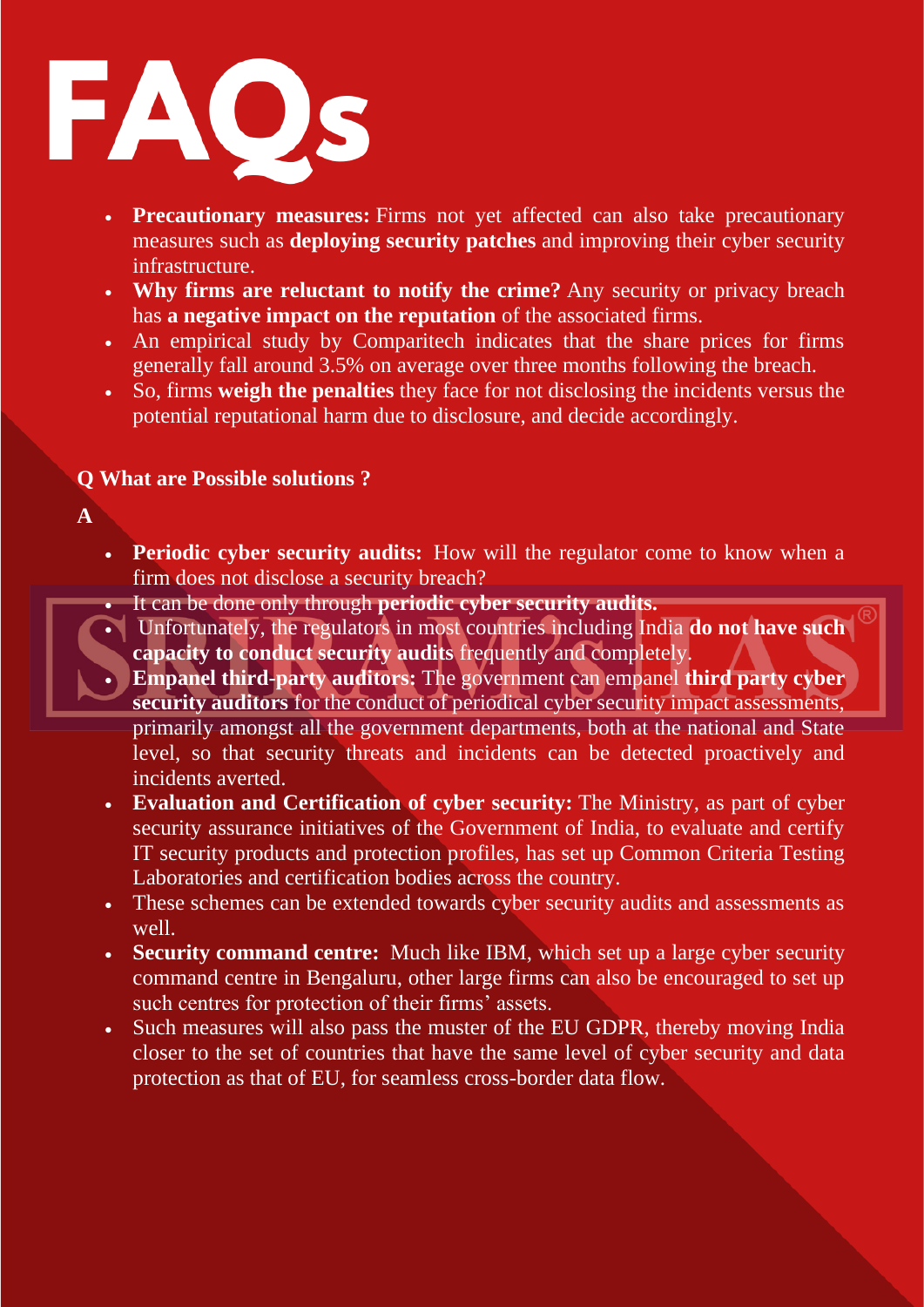# FAQs

- **Precautionary measures:** Firms not yet affected can also take precautionary measures such as **deploying security patches** and improving their cyber security infrastructure.
- **Why firms are reluctant to notify the crime?** Any security or privacy breach has **a negative impact on the reputation** of the associated firms.
- An empirical study by Comparitech indicates that the share prices for firms generally fall around 3.5% on average over three months following the breach.
- So, firms **weigh the penalties** they face for not disclosing the incidents versus the potential reputational harm due to disclosure, and decide accordingly.

**Q What are Possible solutions ?**

**A**

- **Periodic cyber security audits:** How will the regulator come to know when a firm does not disclose a security breach?
- It can be done only through **periodic cyber security audits**.
- Unfortunately, the regulators in most countries including India **do not have such capacity to conduct security audits** frequently and completely.
- **Empanel third-party auditors:** The government can empanel **third party cyber security auditors** for the conduct of periodical cyber security impact assessments, primarily amongst all the government departments, both at the national and State level, so that security threats and incidents can be detected proactively and incidents averted.
- **Evaluation and Certification of cyber security:** The Ministry, as part of cyber security assurance initiatives of the Government of India, to evaluate and certify IT security products and protection profiles, has set up Common Criteria Testing Laboratories and certification bodies across the country.
- These schemes can be extended towards cyber security audits and assessments as well.
- **Security command centre:** Much like IBM, which set up a large cyber security command centre in Bengaluru, other large firms can also be encouraged to set up such centres for protection of their firms' assets.
- Such measures will also pass the muster of the EU GDPR, thereby moving India closer to the set of countries that have the same level of cyber security and data protection as that of EU, for seamless cross-border data flow.